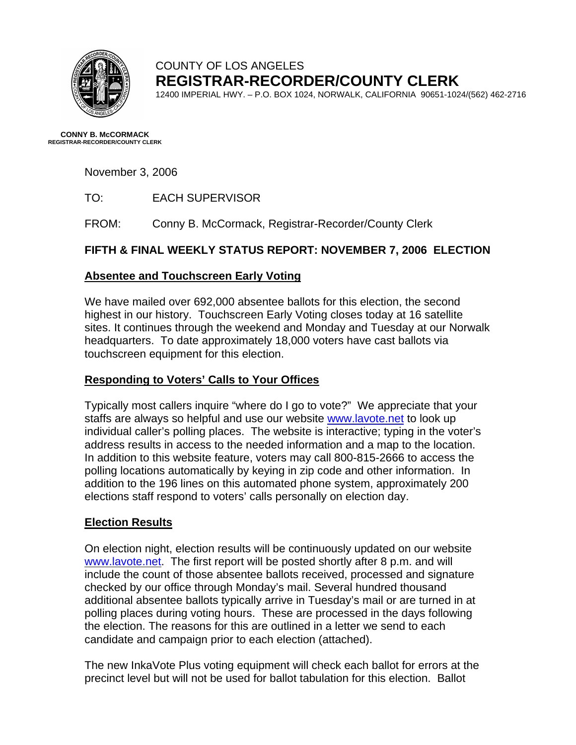COUNTY OF LOS ANGELES

**REGISTRAR-RECORDER/COUNTY CLERK**

12400 IMPERIAL HWY. – P.O. BOX 1024, NORWALK, CALIFORNIA 90651-1024/(562) 462-2716

**CONNY B. McCORMACK**
**REGISTRAR-RECORDER/COUNTY CLERK**

November 3, 2006

TO: EACH SUPERVISOR

FROM: Conny B. McCormack, Registrar-Recorder/County Clerk

**FIFTH & FINAL WEEKLY STATUS REPORT: NOVEMBER 7, 2006 ELECTION**

**Absentee and Touchscreen Early Voting**

We have mailed over 692,000 absentee ballots for this election, the second highest in our history. Touchscreen Early Voting closes today at 16 satellite sites. It continues through the weekend and Monday and Tuesday at our Norwalk headquarters. To date approximately 18,000 voters have cast ballots via touchscreen equipment for this election.

**Responding to Voters' Calls to Your Offices**

Typically most callers inquire "where do I go to vote?" We appreciate that your staffs are always so helpful and use our website www.lavote.net to look up individual caller's polling places. The website is interactive; typing in the voter's address results in access to the needed information and a map to the location. In addition to this website feature, voters may call 800-815-2666 to access the polling locations automatically by keying in zip code and other information. In addition to the 196 lines on this automated phone system, approximately 200 elections staff respond to voters' calls personally on election day.

**Election Results**

On election night, election results will be continuously updated on our website www.lavote.net. The first report will be posted shortly after 8 p.m. and will include the count of those absentee ballots received, processed and signature checked by our office through Monday's mail. Several hundred thousand additional absentee ballots typically arrive in Tuesday's mail or are turned in at polling places during voting hours. These are processed in the days following the election. The reasons for this are outlined in a letter we send to each candidate and campaign prior to each election (attached).

The new InkaVote Plus voting equipment will check each ballot for errors at the precinct level but will not be used for ballot tabulation for this election. Ballot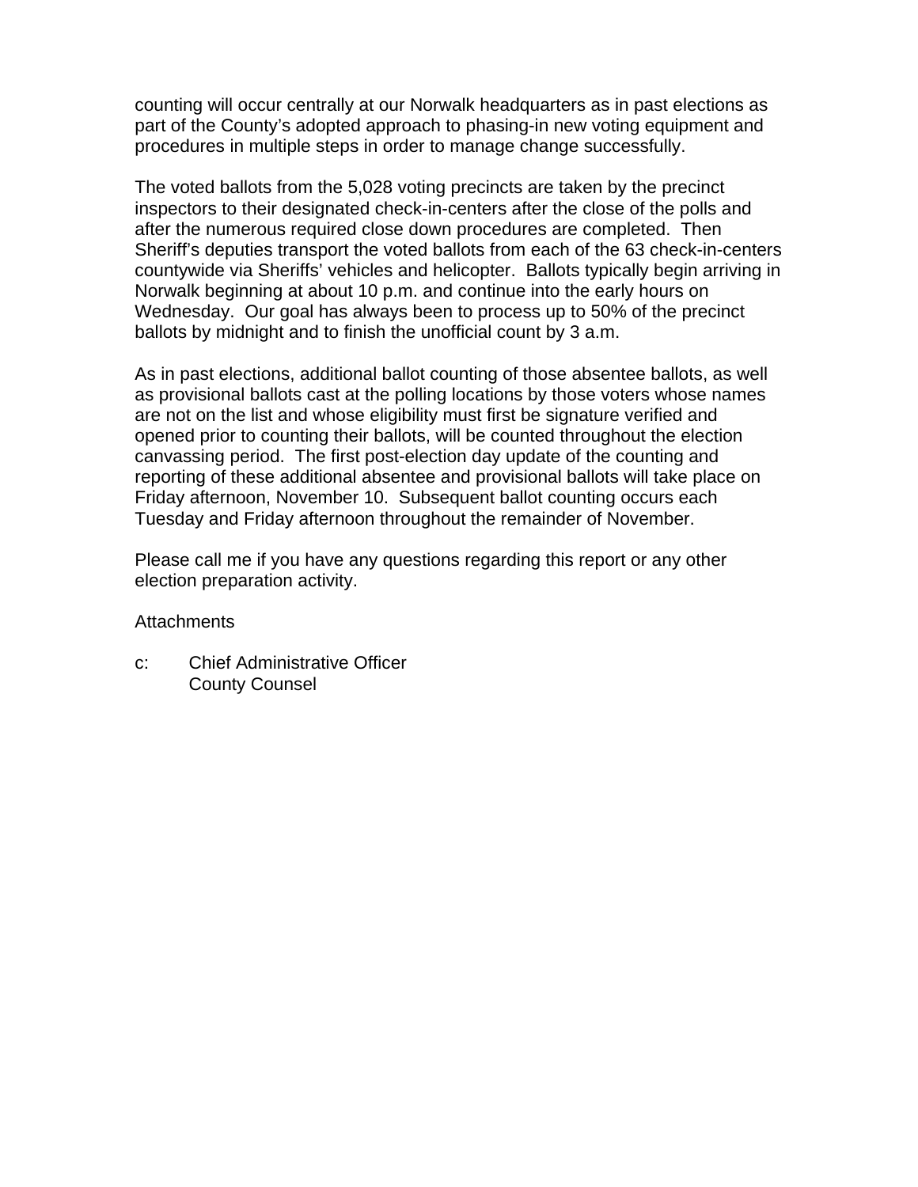counting will occur centrally at our Norwalk headquarters as in past elections as part of the County's adopted approach to phasing-in new voting equipment and procedures in multiple steps in order to manage change successfully.

The voted ballots from the 5,028 voting precincts are taken by the precinct inspectors to their designated check-in-centers after the close of the polls and after the numerous required close down procedures are completed. Then Sheriff's deputies transport the voted ballots from each of the 63 check-in-centers countywide via Sheriffs' vehicles and helicopter. Ballots typically begin arriving in Norwalk beginning at about 10 p.m. and continue into the early hours on Wednesday. Our goal has always been to process up to 50% of the precinct ballots by midnight and to finish the unofficial count by 3 a.m.

As in past elections, additional ballot counting of those absentee ballots, as well as provisional ballots cast at the polling locations by those voters whose names are not on the list and whose eligibility must first be signature verified and opened prior to counting their ballots, will be counted throughout the election canvassing period. The first post-election day update of the counting and reporting of these additional absentee and provisional ballots will take place on Friday afternoon, November 10. Subsequent ballot counting occurs each Tuesday and Friday afternoon throughout the remainder of November.

Please call me if you have any questions regarding this report or any other election preparation activity.

Attachments

c: Chief Administrative Officer
County Counsel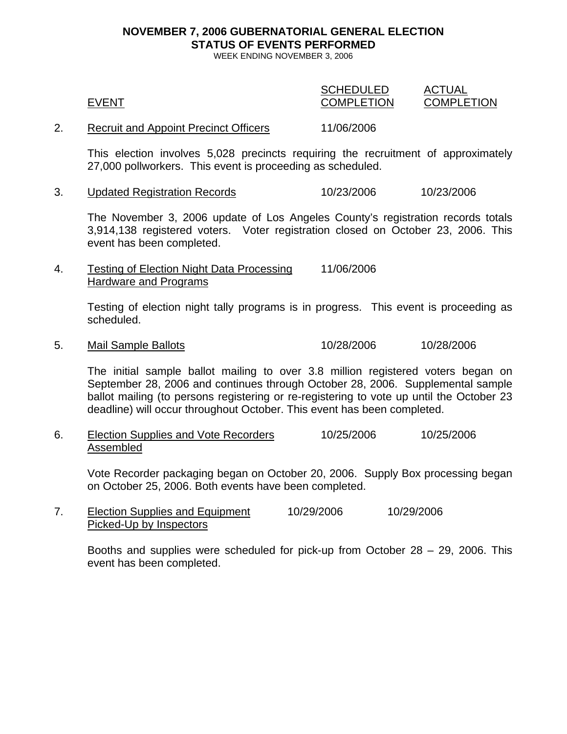**NOVEMBER 7, 2006 GUBERNATORIAL GENERAL ELECTION**
**STATUS OF EVENTS PERFORMED**
WEEK ENDING NOVEMBER 3, 2006

| | EVENT | SCHEDULED COMPLETION | ACTUAL COMPLETION |
|---|---|---|---|
| 2. | Recruit and Appoint Precinct Officers | 11/06/2006 | |

This election involves 5,028 precincts requiring the recruitment of approximately 27,000 pollworkers. This event is proceeding as scheduled.

| | EVENT | SCHEDULED COMPLETION | ACTUAL COMPLETION |
|---|---|---|---|
| 3. | Updated Registration Records | 10/23/2006 | 10/23/2006 |

The November 3, 2006 update of Los Angeles County's registration records totals 3,914,138 registered voters. Voter registration closed on October 23, 2006. This event has been completed.

| | EVENT | SCHEDULED COMPLETION | ACTUAL COMPLETION |
|---|---|---|---|
| 4. | Testing of Election Night Data Processing Hardware and Programs | 11/06/2006 | |

Testing of election night tally programs is in progress. This event is proceeding as scheduled.

| | EVENT | SCHEDULED COMPLETION | ACTUAL COMPLETION |
|---|---|---|---|
| 5. | Mail Sample Ballots | 10/28/2006 | 10/28/2006 |

The initial sample ballot mailing to over 3.8 million registered voters began on September 28, 2006 and continues through October 28, 2006. Supplemental sample ballot mailing (to persons registering or re-registering to vote up until the October 23 deadline) will occur throughout October. This event has been completed.

| | EVENT | SCHEDULED COMPLETION | ACTUAL COMPLETION |
|---|---|---|---|
| 6. | Election Supplies and Vote Recorders Assembled | 10/25/2006 | 10/25/2006 |

Vote Recorder packaging began on October 20, 2006. Supply Box processing began on October 25, 2006. Both events have been completed.

| | EVENT | SCHEDULED COMPLETION | ACTUAL COMPLETION |
|---|---|---|---|
| 7. | Election Supplies and Equipment Picked-Up by Inspectors | 10/29/2006 | 10/29/2006 |

Booths and supplies were scheduled for pick-up from October 28 – 29, 2006. This event has been completed.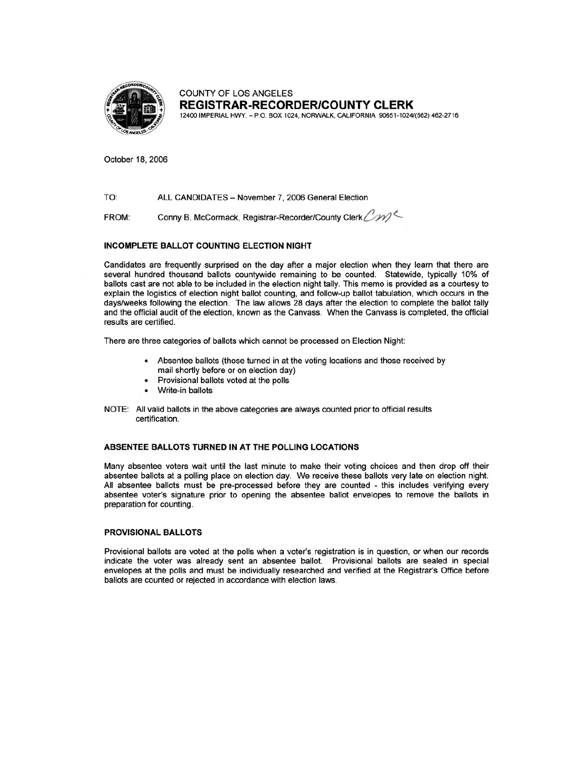COUNTY OF LOS ANGELES

**REGISTRAR-RECORDER/COUNTY CLERK**

12400 IMPERIAL HWY. – P.O. BOX 1024, NORWALK, CALIFORNIA 90651-1024/(562) 462-2716

October 18, 2006

TO: ALL CANDIDATES – November 7, 2006 General Election

FROM: Conny B. McCormack, Registrar-Recorder/County Clerk

### INCOMPLETE BALLOT COUNTING ELECTION NIGHT

Candidates are frequently surprised on the day after a major election when they learn that there are several hundred thousand ballots countywide remaining to be counted. Statewide, typically 10% of ballots cast are not able to be included in the election night tally. This memo is provided as a courtesy to explain the logistics of election night ballot counting, and follow-up ballot tabulation, which occurs in the days/weeks following the election. The law allows 28 days after the election to complete the ballot tally and the official audit of the election, known as the Canvass. When the Canvass is completed, the official results are certified.

There are three categories of ballots which cannot be processed on Election Night:

- Absentee ballots (those turned in at the voting locations and those received by mail shortly before or on election day)
- Provisional ballots voted at the polls
- Write-in ballots

NOTE: All valid ballots in the above categories are always counted prior to official results certification.

### ABSENTEE BALLOTS TURNED IN AT THE POLLING LOCATIONS

Many absentee voters wait until the last minute to make their voting choices and then drop off their absentee ballots at a polling place on election day. We receive these ballots very late on election night. All absentee ballots must be pre-processed before they are counted - this includes verifying every absentee voter's signature prior to opening the absentee ballot envelopes to remove the ballots in preparation for counting.

### PROVISIONAL BALLOTS

Provisional ballots are voted at the polls when a voter's registration is in question, or when our records indicate the voter was already sent an absentee ballot. Provisional ballots are sealed in special envelopes at the polls and must be individually researched and verified at the Registrar's Office before ballots are counted or rejected in accordance with election laws.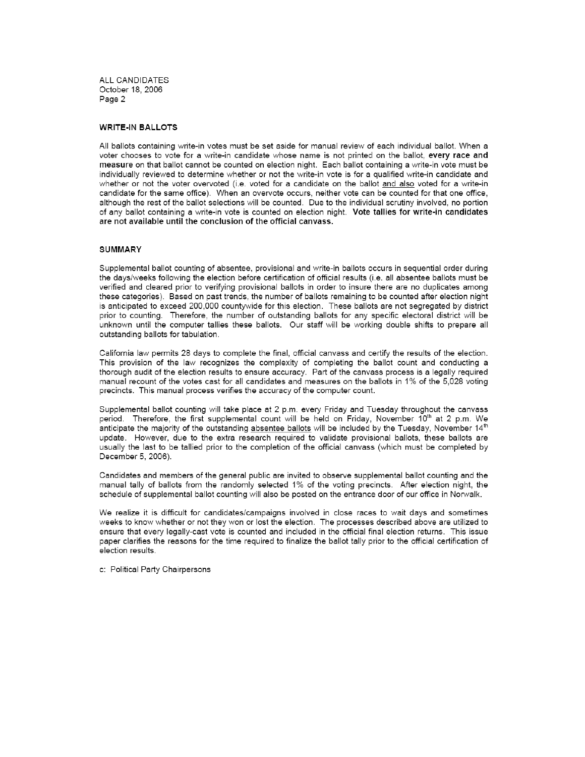ALL CANDIDATES
October 18, 2006
Page 2

**WRITE-IN BALLOTS**

All ballots containing write-in votes must be set aside for manual review of each individual ballot. When a voter chooses to vote for a write-in candidate whose name is not printed on the ballot, **every race and measure** on that ballot cannot be counted on election night. Each ballot containing a write-in vote must be individually reviewed to determine whether or not the write-in vote is for a qualified write-in candidate and whether or not the voter overvoted (i.e. voted for a candidate on the ballot and also voted for a write-in candidate for the same office). When an overvote occurs, neither vote can be counted for that one office, although the rest of the ballot selections will be counted. Due to the individual scrutiny involved, no portion of any ballot containing a write-in vote is counted on election night. **Vote tallies for write-in candidates are not available until the conclusion of the official canvass.**

**SUMMARY**

Supplemental ballot counting of absentee, provisional and write-in ballots occurs in sequential order during the days/weeks following the election before certification of official results (i.e. all absentee ballots must be verified and cleared prior to verifying provisional ballots in order to insure there are no duplicates among these categories). Based on past trends, the number of ballots remaining to be counted after election night is anticipated to exceed 200,000 countywide for this election. These ballots are not segregated by district prior to counting. Therefore, the number of outstanding ballots for any specific electoral district will be unknown until the computer tallies these ballots. Our staff will be working double shifts to prepare all outstanding ballots for tabulation.

California law permits 28 days to complete the final, official canvass and certify the results of the election. This provision of the law recognizes the complexity of completing the ballot count and conducting a thorough audit of the election results to ensure accuracy. Part of the canvass process is a legally required manual recount of the votes cast for all candidates and measures on the ballots in 1% of the 5,028 voting precincts. This manual process verifies the accuracy of the computer count.

Supplemental ballot counting will take place at 2 p.m. every Friday and Tuesday throughout the canvass period. Therefore, the first supplemental count will be held on Friday, November 10th at 2 p.m. We anticipate the majority of the outstanding absentee ballots will be included by the Tuesday, November 14th update. However, due to the extra research required to validate provisional ballots, these ballots are usually the last to be tallied prior to the completion of the official canvass (which must be completed by December 5, 2006).

Candidates and members of the general public are invited to observe supplemental ballot counting and the manual tally of ballots from the randomly selected 1% of the voting precincts. After election night, the schedule of supplemental ballot counting will also be posted on the entrance door of our office in Norwalk.

We realize it is difficult for candidates/campaigns involved in close races to wait days and sometimes weeks to know whether or not they won or lost the election. The processes described above are utilized to ensure that every legally-cast vote is counted and included in the official final election returns. This issue paper clarifies the reasons for the time required to finalize the ballot tally prior to the official certification of election results.

c: Political Party Chairpersons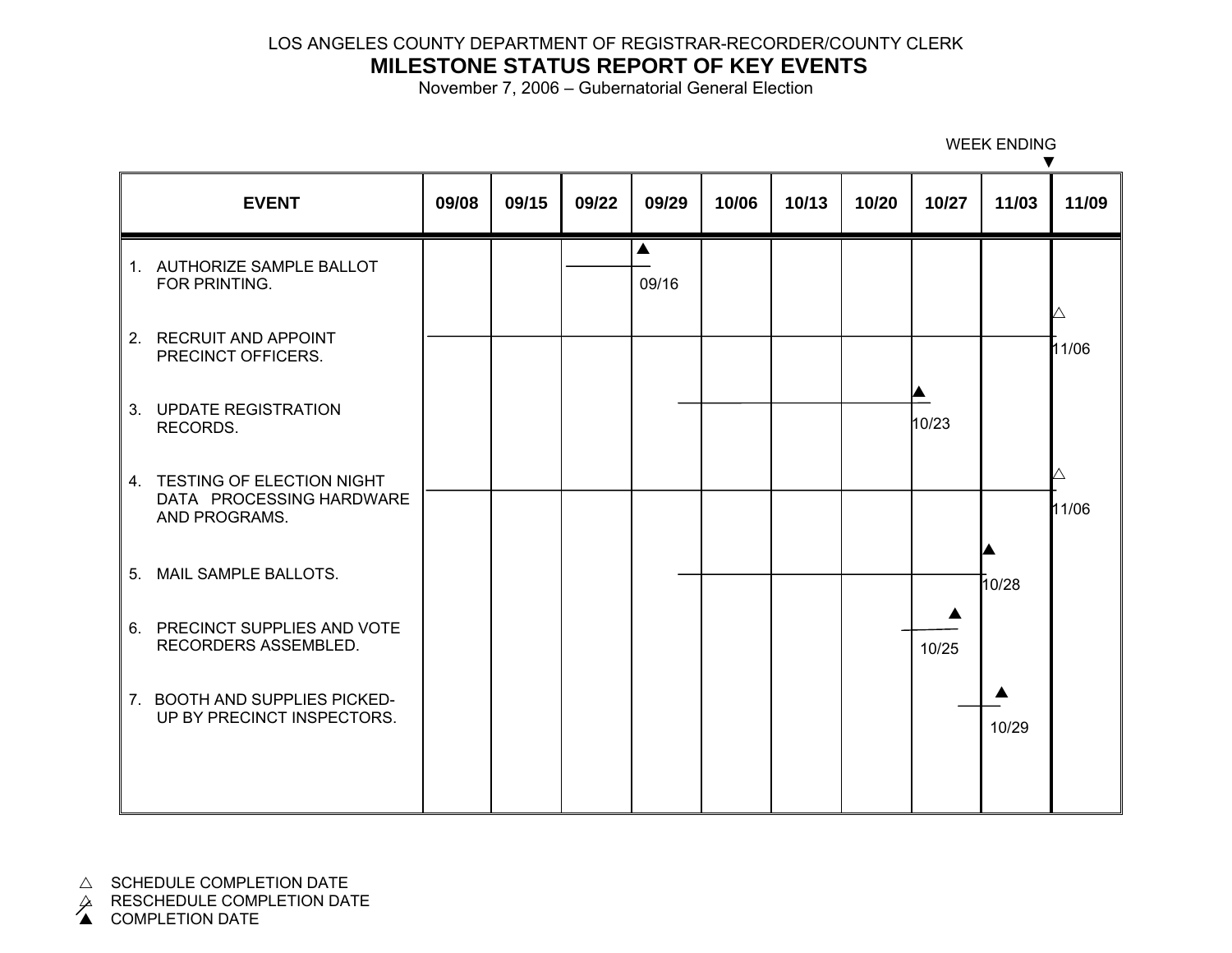LOS ANGELES COUNTY DEPARTMENT OF REGISTRAR-RECORDER/COUNTY CLERK

# MILESTONE STATUS REPORT OF KEY EVENTS

November 7, 2006 – Gubernatorial General Election

WEEK ENDING ▼

EVENT

09/08 09/15 09/22 09/29 10/06 10/13 10/20 10/27 11/03 11/09

1. AUTHORIZE SAMPLE BALLOT FOR PRINTING.

▲ 09/16

2. RECRUIT AND APPOINT PRECINCT OFFICERS.

△ 11/06

3. UPDATE REGISTRATION RECORDS.

▲ 10/23

4. TESTING OF ELECTION NIGHT DATA PROCESSING HARDWARE AND PROGRAMS.

△ 11/06

5. MAIL SAMPLE BALLOTS.

▲ 10/28

6. PRECINCT SUPPLIES AND VOTE RECORDERS ASSEMBLED.

▲ 10/25

7. BOOTH AND SUPPLIES PICKED-UP BY PRECINCT INSPECTORS.

▲ 10/29

△ SCHEDULE COMPLETION DATE

⧋ RESCHEDULE COMPLETION DATE

▲ COMPLETION DATE